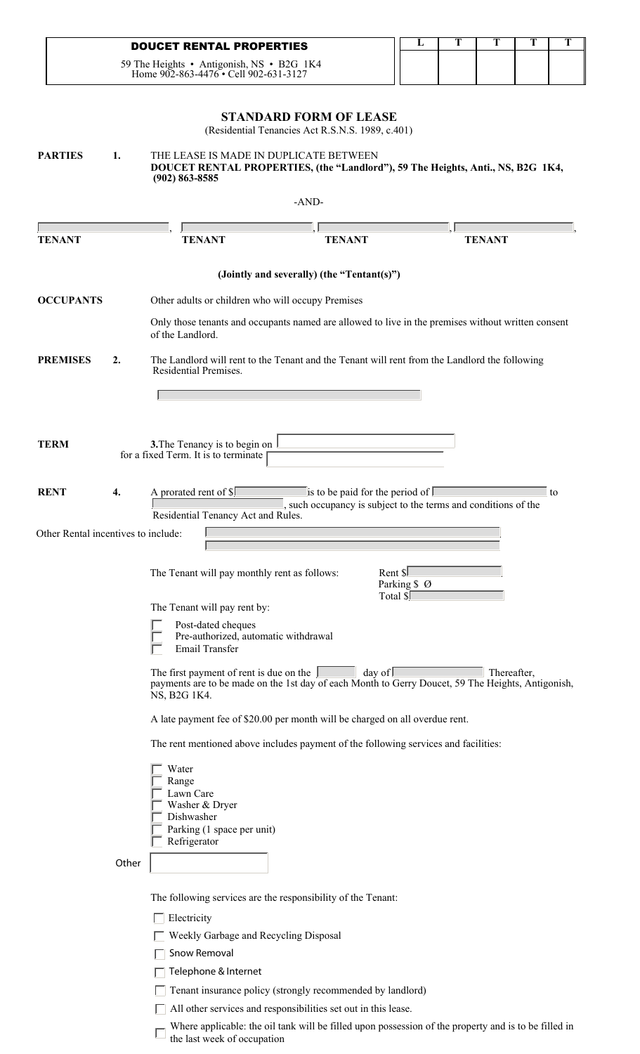**DOUCET RENTAL PROPERTIES**

59 The Heights • Antigonish, NS • B2G 1K4
Home 902-863-4476 • Cell 902-631-3127

| L | T | T | T | T |
|---|---|---|---|---|
| | | | | |

# STANDARD FORM OF LEASE

(Residential Tenancies Act R.S.N.S. 1989, c.401)

**PARTIES** **1.** THE LEASE IS MADE IN DUPLICATE BETWEEN
**DOUCET RENTAL PROPERTIES, (the "Landlord"), 59 The Heights, Anti., NS, B2G 1K4, (902) 863-8585**

-AND-

______________, ______________, ______________, ______________,

**TENANT** **TENANT** **TENANT** **TENANT**

**(Jointly and severally) (the "Tentant(s)")**

**OCCUPANTS** Other adults or children who will occupy Premises

Only those tenants and occupants named are allowed to live in the premises without written consent of the Landlord.

**PREMISES** **2.** The Landlord will rent to the Tenant and the Tenant will rent from the Landlord the following Residential Premises.

______________

**TERM** **3.** The Tenancy is to begin on ______________ for a fixed Term. It is to terminate ______________

**RENT** **4.** A prorated rent of $______________ is to be paid for the period of ______________ to ______________, such occupancy is subject to the terms and conditions of the Residential Tenancy Act and Rules.

Other Rental incentives to include: ______________

The Tenant will pay monthly rent as follows:

Rent $______________
Parking $ Ø
Total $______________

The Tenant will pay rent by:

- [ ] Post-dated cheques
- [ ] Pre-authorized, automatic withdrawal
- [ ] Email Transfer

The first payment of rent is due on the ______ day of ______________ Thereafter, payments are to be made on the 1st day of each Month to Gerry Doucet, 59 The Heights, Antigonish, NS, B2G 1K4.

A late payment fee of $20.00 per month will be charged on all overdue rent.

The rent mentioned above includes payment of the following services and facilities:

- [ ] Water
- [ ] Range
- [ ] Lawn Care
- [ ] Washer & Dryer
- [ ] Dishwasher
- [ ] Parking (1 space per unit)
- [ ] Refrigerator

Other ______________

The following services are the responsibility of the Tenant:

- [ ] Electricity
- [ ] Weekly Garbage and Recycling Disposal
- [ ] Snow Removal
- [ ] Telephone & Internet
- [ ] Tenant insurance policy (strongly recommended by landlord)
- [ ] All other services and responsibilities set out in this lease.
- [ ] Where applicable: the oil tank will be filled upon possession of the property and is to be filled in the last week of occupation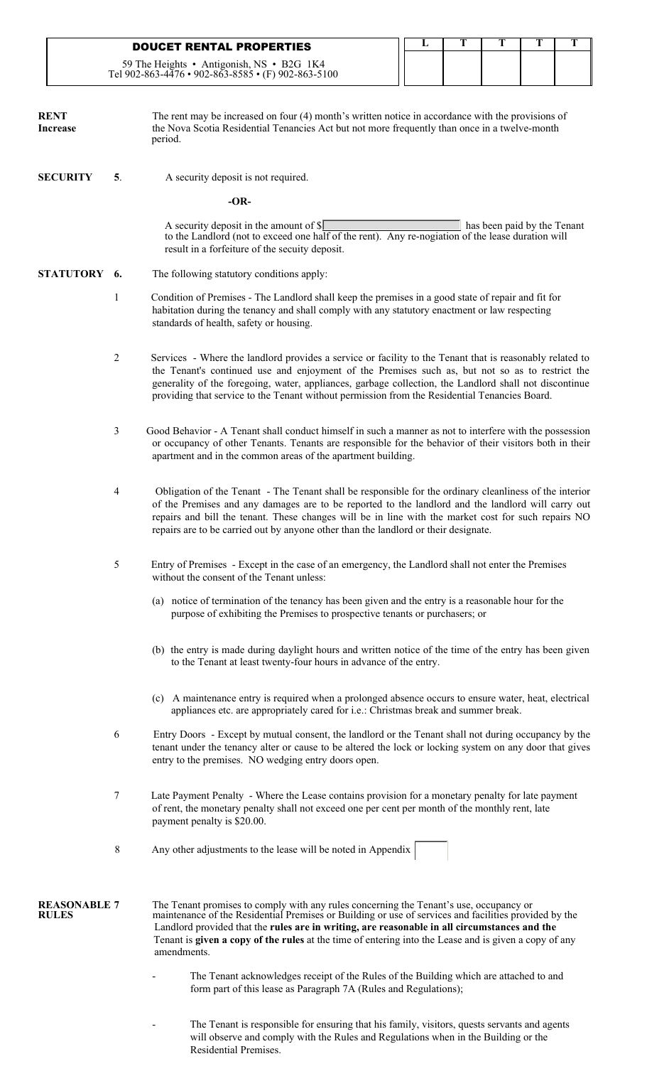| DOUCET RENTAL PROPERTIES<br>59 The Heights • Antigonish, NS • B2G 1K4<br>Tel 902-863-4476 • 902-863-8585 • (F) 902-863-5100 | L | T | T | T | T |
|---|---|---|---|---|---|
| | | | | | |

**RENT Increase**

The rent may be increased on four (4) month's written notice in accordance with the provisions of the Nova Scotia Residential Tenancies Act but not more frequently than once in a twelve-month period.

**SECURITY 5.** A security deposit is not required.

**-OR-**

A security deposit in the amount of $\_\_\_\_\_\_\_\_\_\_\_\_\_\_\_ has been paid by the Tenant to the Landlord (not to exceed one half of the rent). Any re-nogiation of the lease duration will result in a forfeiture of the secuity deposit.

**STATUTORY 6.** The following statutory conditions apply:

1. Condition of Premises - The Landlord shall keep the premises in a good state of repair and fit for habitation during the tenancy and shall comply with any statutory enactment or law respecting standards of health, safety or housing.

2. Services - Where the landlord provides a service or facility to the Tenant that is reasonably related to the Tenant's continued use and enjoyment of the Premises such as, but not so as to restrict the generality of the foregoing, water, appliances, garbage collection, the Landlord shall not discontinue providing that service to the Tenant without permission from the Residential Tenancies Board.

3. Good Behavior - A Tenant shall conduct himself in such a manner as not to interfere with the possession or occupancy of other Tenants. Tenants are responsible for the behavior of their visitors both in their apartment and in the common areas of the apartment building.

4. Obligation of the Tenant - The Tenant shall be responsible for the ordinary cleanliness of the interior of the Premises and any damages are to be reported to the landlord and the landlord will carry out repairs and bill the tenant. These changes will be in line with the market cost for such repairs NO repairs are to be carried out by anyone other than the landlord or their designate.

5. Entry of Premises - Except in the case of an emergency, the Landlord shall not enter the Premises without the consent of the Tenant unless:

   (a) notice of termination of the tenancy has been given and the entry is a reasonable hour for the purpose of exhibiting the Premises to prospective tenants or purchasers; or

   (b) the entry is made during daylight hours and written notice of the time of the entry has been given to the Tenant at least twenty-four hours in advance of the entry.

   (c) A maintenance entry is required when a prolonged absence occurs to ensure water, heat, electrical appliances etc. are appropriately cared for i.e.: Christmas break and summer break.

6. Entry Doors - Except by mutual consent, the landlord or the Tenant shall not during occupancy by the tenant under the tenancy alter or cause to be altered the lock or locking system on any door that gives entry to the premises. NO wedging entry doors open.

7. Late Payment Penalty - Where the Lease contains provision for a monetary penalty for late payment of rent, the monetary penalty shall not exceed one per cent per month of the monthly rent, late payment penalty is $20.00.

8. Any other adjustments to the lease will be noted in Appendix \_\_\_\_\_

**REASONABLE 7 RULES**

The Tenant promises to comply with any rules concerning the Tenant's use, occupancy or maintenance of the Residential Premises or Building or use of services and facilities provided by the Landlord provided that the **rules are in writing, are reasonable in all circumstances and the** Tenant is **given a copy of the rules** at the time of entering into the Lease and is given a copy of any amendments.

- The Tenant acknowledges receipt of the Rules of the Building which are attached to and form part of this lease as Paragraph 7A (Rules and Regulations);

- The Tenant is responsible for ensuring that his family, visitors, quests servants and agents will observe and comply with the Rules and Regulations when in the Building or the Residential Premises.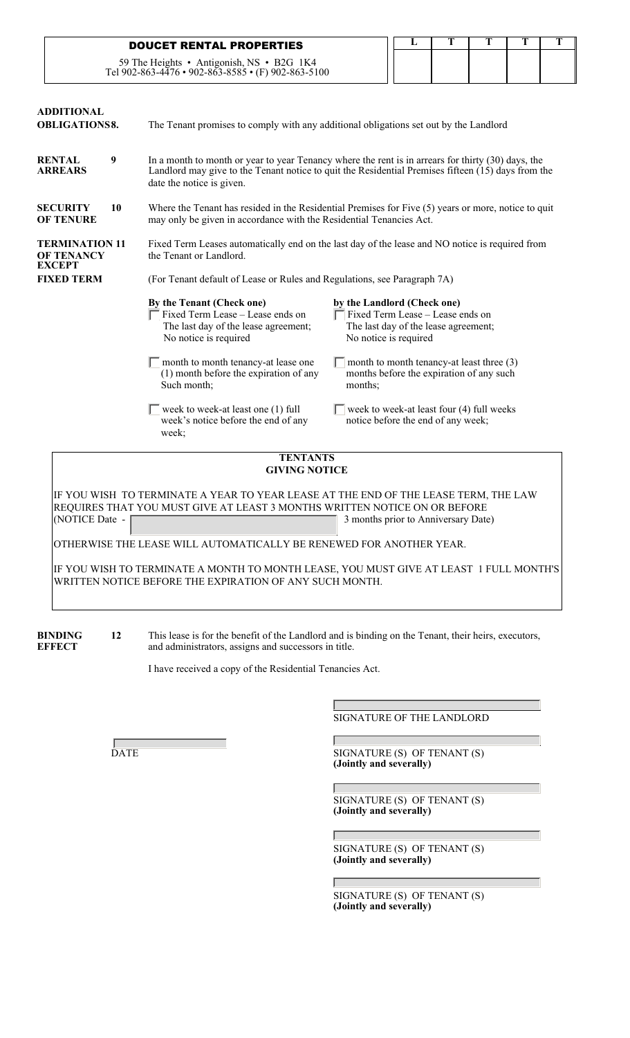**DOUCET RENTAL PROPERTIES**

59 The Heights • Antigonish, NS • B2G 1K4
Tel 902-863-4476 • 902-863-8585 • (F) 902-863-5100

| L | T | T | T | T |
|---|---|---|---|---|
| | | | | |

**ADDITIONAL OBLIGATIONS 8.** The Tenant promises to comply with any additional obligations set out by the Landlord

**RENTAL ARREARS 9** In a month to month or year to year Tenancy where the rent is in arrears for thirty (30) days, the Landlord may give to the Tenant notice to quit the Residential Premises fifteen (15) days from the date the notice is given.

**SECURITY OF TENURE 10** Where the Tenant has resided in the Residential Premises for Five (5) years or more, notice to quit may only be given in accordance with the Residential Tenancies Act.

**TERMINATION OF TENANCY EXCEPT FIXED TERM 11** Fixed Term Leases automatically end on the last day of the lease and NO notice is required from the Tenant or Landlord.

(For Tenant default of Lease or Rules and Regulations, see Paragraph 7A)

| **By the Tenant (Check one)** | **by the Landlord (Check one)** |
|---|---|
| ☐ Fixed Term Lease – Lease ends on The last day of the lease agreement; No notice is required | ☐ Fixed Term Lease – Lease ends on The last day of the lease agreement; No notice is required |
| ☐ month to month tenancy-at lease one (1) month before the expiration of any Such month; | ☐ month to month tenancy-at least three (3) months before the expiration of any such months; |
| ☐ week to week-at least one (1) full week's notice before the end of any week; | ☐ week to week-at least four (4) full weeks notice before the end of any week; |

**TENTANTS GIVING NOTICE**

IF YOU WISH TO TERMINATE A YEAR TO YEAR LEASE AT THE END OF THE LEASE TERM, THE LAW REQUIRES THAT YOU MUST GIVE AT LEAST 3 MONTHS WRITTEN NOTICE ON OR BEFORE (NOTICE Date - ____________ 3 months prior to Anniversary Date)

OTHERWISE THE LEASE WILL AUTOMATICALLY BE RENEWED FOR ANOTHER YEAR.

IF YOU WISH TO TERMINATE A MONTH TO MONTH LEASE, YOU MUST GIVE AT LEAST 1 FULL MONTH'S WRITTEN NOTICE BEFORE THE EXPIRATION OF ANY SUCH MONTH.

**BINDING EFFECT 12** This lease is for the benefit of the Landlord and is binding on the Tenant, their heirs, executors, and administrators, assigns and successors in title.

I have received a copy of the Residential Tenancies Act.

____________________
SIGNATURE OF THE LANDLORD

____________________
DATE

____________________
SIGNATURE (S) OF TENANT (S)
**(Jointly and severally)**

____________________
SIGNATURE (S) OF TENANT (S)
**(Jointly and severally)**

____________________
SIGNATURE (S) OF TENANT (S)
**(Jointly and severally)**

____________________
SIGNATURE (S) OF TENANT (S)
**(Jointly and severally)**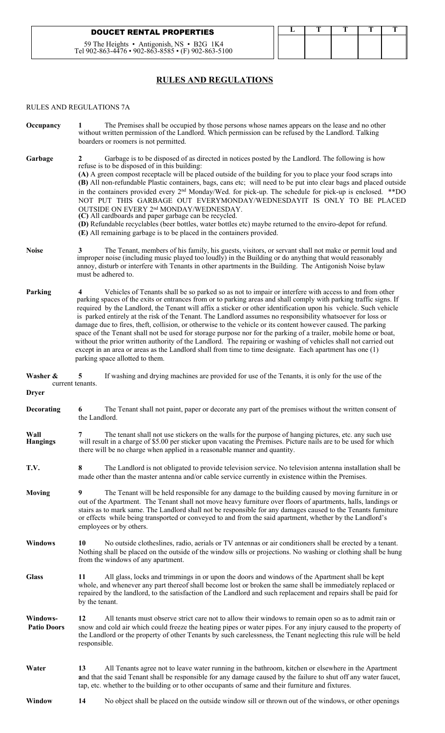**DOUCET RENTAL PROPERTIES**

59 The Heights • Antigonish, NS • B2G 1K4
Tel 902-863-4476 • 902-863-8585 • (F) 902-863-5100

| L | T | T | T | T |
|---|---|---|---|---|
| | | | | |

## RULES AND REGULATIONS

RULES AND REGULATIONS 7A

**Occupancy** **1** The Premises shall be occupied by those persons whose names appears on the lease and no other without written permission of the Landlord. Which permission can be refused by the Landlord. Talking boarders or roomers is not permitted.

**Garbage** **2** Garbage is to be disposed of as directed in notices posted by the Landlord. The following is how refuse is to be disposed of in this building:
**(A)** A green compost receptacle will be placed outside of the building for you to place your food scraps into
**(B)** All non-refundable Plastic containers, bags, cans etc; will need to be put into clear bags and placed outside in the containers provided every 2nd Monday/Wed. for pick-up. The schedule for pick-up is enclosed. **DO NOT PUT THIS GARBAGE OUT EVERYMONDAY/WEDNESDAYIT IS ONLY TO BE PLACED OUTSIDE ON EVERY 2nd MONDAY/WEDNESDAY.
**(C)** All cardboards and paper garbage can be recycled.
**(D)** Refundable recyclables (beer bottles, water bottles etc) maybe returned to the enviro-depot for refund.
**(E)** All remaining garbage is to be placed in the containers provided.

**Noise** **3** The Tenant, members of his family, his guests, visitors, or servant shall not make or permit loud and improper noise (including music played too loudly) in the Building or do anything that would reasonably annoy, disturb or interfere with Tenants in other apartments in the Building. The Antigonish Noise bylaw must be adhered to.

**Parking** **4** Vehicles of Tenants shall be so parked so as not to impair or interfere with access to and from other parking spaces of the exits or entrances from or to parking areas and shall comply with parking traffic signs. If required by the Landlord, the Tenant will affix a sticker or other identification upon his vehicle. Such vehicle is parked entirely at the risk of the Tenant. The Landlord assumes no responsibility whatsoever for loss or damage due to fires, theft, collision, or otherwise to the vehicle or its content however caused. The parking space of the Tenant shall not be used for storage purpose nor for the parking of a trailer, mobile home or boat, without the prior written authority of the Landlord. The repairing or washing of vehicles shall not carried out except in an area or areas as the Landlord shall from time to time designate. Each apartment has one (1) parking space allotted to them.

**Washer & Dryer** **5** If washing and drying machines are provided for use of the Tenants, it is only for the use of the current tenants.

**Decorating** **6** The Tenant shall not paint, paper or decorate any part of the premises without the written consent of the Landlord.

**Wall Hangings** **7** The tenant shall not use stickers on the walls for the purpose of hanging pictures, etc. any such use will result in a charge of $5.00 per sticker upon vacating the Premises. Picture nails are to be used for which there will be no charge when applied in a reasonable manner and quantity.

**T.V.** **8** The Landlord is not obligated to provide television service. No television antenna installation shall be made other than the master antenna and/or cable service currently in existence within the Premises.

**Moving** **9** The Tenant will be held responsible for any damage to the building caused by moving furniture in or out of the Apartment. The Tenant shall not move heavy furniture over floors of apartments, halls, landings or stairs as to mark same. The Landlord shall not be responsible for any damages caused to the Tenants furniture or effects while being transported or conveyed to and from the said apartment, whether by the Landlord's employees or by others.

**Windows** **10** No outside clotheslines, radio, aerials or TV antennas or air conditioners shall be erected by a tenant. Nothing shall be placed on the outside of the window sills or projections. No washing or clothing shall be hung from the windows of any apartment.

**Glass** **11** All glass, locks and trimmings in or upon the doors and windows of the Apartment shall be kept whole, and whenever any part thereof shall become lost or broken the same shall be immediately replaced or repaired by the landlord, to the satisfaction of the Landlord and such replacement and repairs shall be paid for by the tenant.

**Windows-Patio Doors** **12** All tenants must observe strict care not to allow their windows to remain open so as to admit rain or snow and cold air which could freeze the heating pipes or water pipes. For any injury caused to the property of the Landlord or the property of other Tenants by such carelessness, the Tenant neglecting this rule will be held responsible.

**Water** **13** All Tenants agree not to leave water running in the bathroom, kitchen or elsewhere in the Apartment and that the said Tenant shall be responsible for any damage caused by the failure to shut off any water faucet, tap, etc. whether to the building or to other occupants of same and their furniture and fixtures.

**Window** **14** No object shall be placed on the outside window sill or thrown out of the windows, or other openings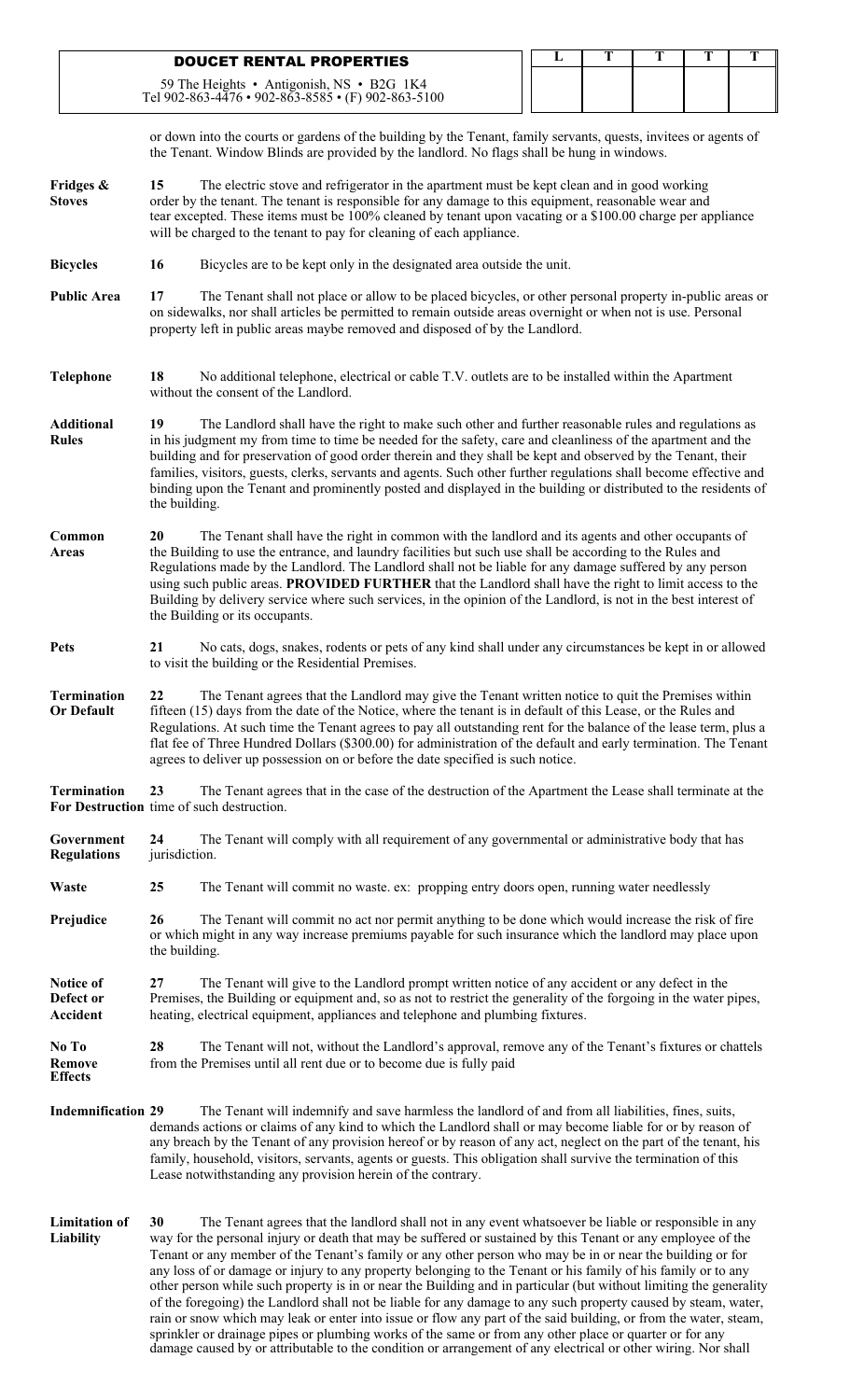or down into the courts or gardens of the building by the Tenant, family servants, quests, invitees or agents of the Tenant. Window Blinds are provided by the landlord. No flags shall be hung in windows.

**Fridges & Stoves** **15** The electric stove and refrigerator in the apartment must be kept clean and in good working order by the tenant. The tenant is responsible for any damage to this equipment, reasonable wear and tear excepted. These items must be 100% cleaned by tenant upon vacating or a $100.00 charge per appliance will be charged to the tenant to pay for cleaning of each appliance.

**Bicycles** **16** Bicycles are to be kept only in the designated area outside the unit.

**Public Area** **17** The Tenant shall not place or allow to be placed bicycles, or other personal property in-public areas or on sidewalks, nor shall articles be permitted to remain outside areas overnight or when not is use. Personal property left in public areas maybe removed and disposed of by the Landlord.

**Telephone** **18** No additional telephone, electrical or cable T.V. outlets are to be installed within the Apartment without the consent of the Landlord.

**Additional Rules** **19** The Landlord shall have the right to make such other and further reasonable rules and regulations as in his judgment my from time to time be needed for the safety, care and cleanliness of the apartment and the building and for preservation of good order therein and they shall be kept and observed by the Tenant, their families, visitors, guests, clerks, servants and agents. Such other further regulations shall become effective and binding upon the Tenant and prominently posted and displayed in the building or distributed to the residents of the building.

**Common Areas** **20** The Tenant shall have the right in common with the landlord and its agents and other occupants of the Building to use the entrance, and laundry facilities but such use shall be according to the Rules and Regulations made by the Landlord. The Landlord shall not be liable for any damage suffered by any person using such public areas. **PROVIDED FURTHER** that the Landlord shall have the right to limit access to the Building by delivery service where such services, in the opinion of the Landlord, is not in the best interest of the Building or its occupants.

**Pets** **21** No cats, dogs, snakes, rodents or pets of any kind shall under any circumstances be kept in or allowed to visit the building or the Residential Premises.

**Termination Or Default** **22** The Tenant agrees that the Landlord may give the Tenant written notice to quit the Premises within fifteen (15) days from the date of the Notice, where the tenant is in default of this Lease, or the Rules and Regulations. At such time the Tenant agrees to pay all outstanding rent for the balance of the lease term, plus a flat fee of Three Hundred Dollars ($300.00) for administration of the default and early termination. The Tenant agrees to deliver up possession on or before the date specified is such notice.

**Termination For Destruction** **23** The Tenant agrees that in the case of the destruction of the Apartment the Lease shall terminate at the time of such destruction.

**Government Regulations** **24** The Tenant will comply with all requirement of any governmental or administrative body that has jurisdiction.

**Waste** **25** The Tenant will commit no waste. ex: propping entry doors open, running water needlessly

**Prejudice** **26** The Tenant will commit no act nor permit anything to be done which would increase the risk of fire or which might in any way increase premiums payable for such insurance which the landlord may place upon the building.

**Notice of Defect or Accident** **27** The Tenant will give to the Landlord prompt written notice of any accident or any defect in the Premises, the Building or equipment and, so as not to restrict the generality of the forgoing in the water pipes, heating, electrical equipment, appliances and telephone and plumbing fixtures.

**No To Remove Effects** **28** The Tenant will not, without the Landlord's approval, remove any of the Tenant's fixtures or chattels from the Premises until all rent due or to become due is fully paid

**Indemnification** **29** The Tenant will indemnify and save harmless the landlord of and from all liabilities, fines, suits, demands actions or claims of any kind to which the Landlord shall or may become liable for or by reason of any breach by the Tenant of any provision hereof or by reason of any act, neglect on the part of the tenant, his family, household, visitors, servants, agents or guests. This obligation shall survive the termination of this Lease notwithstanding any provision herein of the contrary.

**Limitation of Liability** **30** The Tenant agrees that the landlord shall not in any event whatsoever be liable or responsible in any way for the personal injury or death that may be suffered or sustained by this Tenant or any employee of the Tenant or any member of the Tenant's family or any other person who may be in or near the building or for any loss of or damage or injury to any property belonging to the Tenant or his family of his family or to any other person while such property is in or near the Building and in particular (but without limiting the generality of the foregoing) the Landlord shall not be liable for any damage to any such property caused by steam, water, rain or snow which may leak or enter into issue or flow any part of the said building, or from the water, steam, sprinkler or drainage pipes or plumbing works of the same or from any other place or quarter or for any damage caused by or attributable to the condition or arrangement of any electrical or other wiring. Nor shall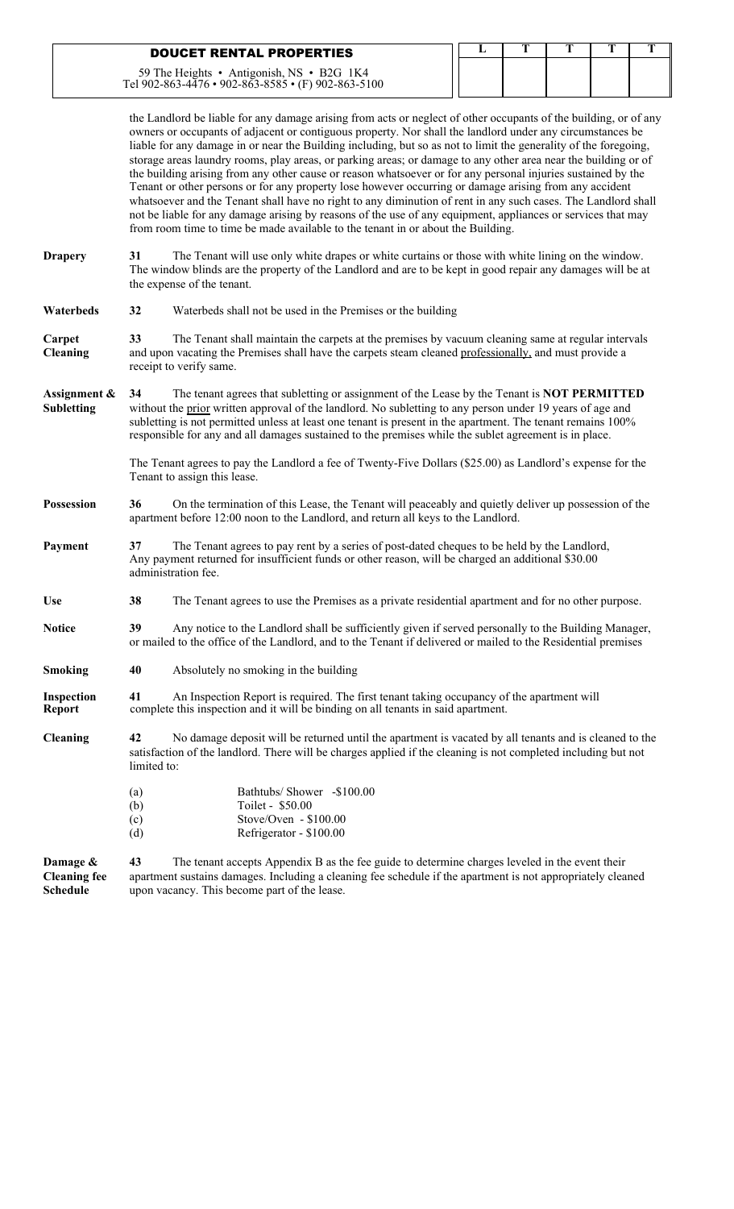the Landlord be liable for any damage arising from acts or neglect of other occupants of the building, or of any owners or occupants of adjacent or contiguous property. Nor shall the landlord under any circumstances be liable for any damage in or near the Building including, but so as not to limit the generality of the foregoing, storage areas laundry rooms, play areas, or parking areas; or damage to any other area near the building or of the building arising from any other cause or reason whatsoever or for any personal injuries sustained by the Tenant or other persons or for any property lose however occurring or damage arising from any accident whatsoever and the Tenant shall have no right to any diminution of rent in any such cases. The Landlord shall not be liable for any damage arising by reasons of the use of any equipment, appliances or services that may from room time to time be made available to the tenant in or about the Building.

**Drapery** **31** The Tenant will use only white drapes or white curtains or those with white lining on the window. The window blinds are the property of the Landlord and are to be kept in good repair any damages will be at the expense of the tenant.

**Waterbeds** **32** Waterbeds shall not be used in the Premises or the building

**Carpet Cleaning** **33** The Tenant shall maintain the carpets at the premises by vacuum cleaning same at regular intervals and upon vacating the Premises shall have the carpets steam cleaned professionally, and must provide a receipt to verify same.

**Assignment & Subletting** **34** The tenant agrees that subletting or assignment of the Lease by the Tenant is **NOT PERMITTED** without the prior written approval of the landlord. No subletting to any person under 19 years of age and subletting is not permitted unless at least one tenant is present in the apartment. The tenant remains 100% responsible for any and all damages sustained to the premises while the sublet agreement is in place.

The Tenant agrees to pay the Landlord a fee of Twenty-Five Dollars ($25.00) as Landlord's expense for the Tenant to assign this lease.

**Possession** **36** On the termination of this Lease, the Tenant will peaceably and quietly deliver up possession of the apartment before 12:00 noon to the Landlord, and return all keys to the Landlord.

**Payment** **37** The Tenant agrees to pay rent by a series of post-dated cheques to be held by the Landlord, Any payment returned for insufficient funds or other reason, will be charged an additional $30.00 administration fee.

**Use** **38** The Tenant agrees to use the Premises as a private residential apartment and for no other purpose.

**Notice** **39** Any notice to the Landlord shall be sufficiently given if served personally to the Building Manager, or mailed to the office of the Landlord, and to the Tenant if delivered or mailed to the Residential premises

**Smoking** **40** Absolutely no smoking in the building

**Inspection Report** **41** An Inspection Report is required. The first tenant taking occupancy of the apartment will complete this inspection and it will be binding on all tenants in said apartment.

**Cleaning** **42** No damage deposit will be returned until the apartment is vacated by all tenants and is cleaned to the satisfaction of the landlord. There will be charges applied if the cleaning is not completed including but not limited to:

(a) Bathtubs/ Shower -$100.00
(b) Toilet - $50.00
(c) Stove/Oven - $100.00
(d) Refrigerator - $100.00

**Damage & Cleaning fee Schedule** **43** The tenant accepts Appendix B as the fee guide to determine charges leveled in the event their apartment sustains damages. Including a cleaning fee schedule if the apartment is not appropriately cleaned upon vacancy. This become part of the lease.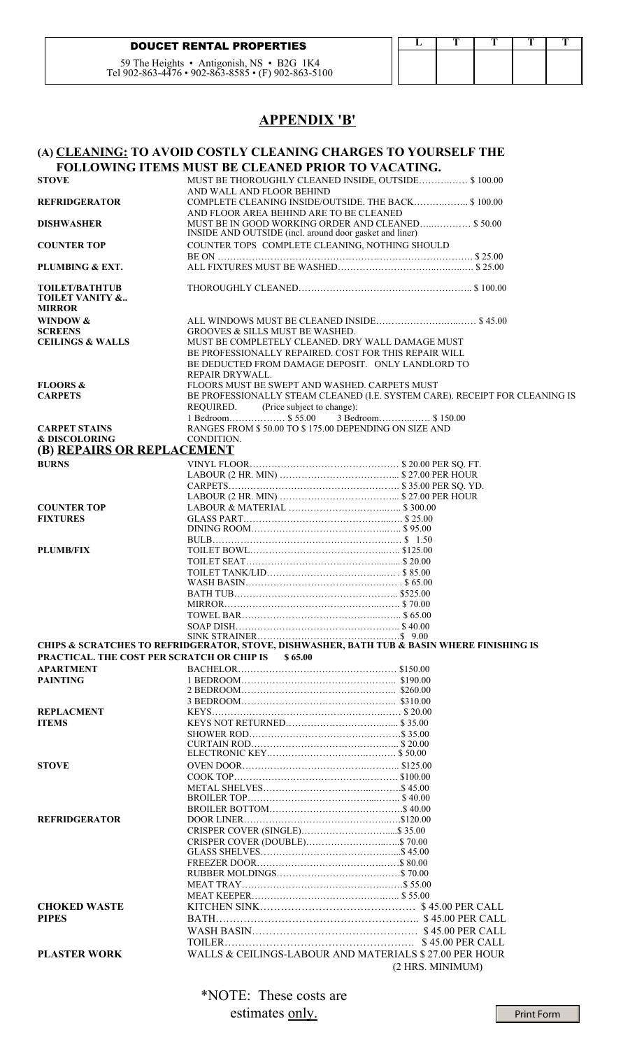**DOUCET RENTAL PROPERTIES**

59 The Heights • Antigonish, NS • B2G 1K4
Tel 902-863-4476 • 902-863-8585 • (F) 902-863-5100

| L | T | T | T | T |
|---|---|---|---|---|
| | | | | |

# APPENDIX 'B'

## (A) CLEANING: TO AVOID COSTLY CLEANING CHARGES TO YOURSELF THE FOLLOWING ITEMS MUST BE CLEANED PRIOR TO VACATING.

| | |
|---|---|
| **STOVE** | MUST BE THOROUGHLY CLEANED INSIDE, OUTSIDE……………… $ 100.00 AND WALL AND FLOOR BEHIND |
| **REFRIDGERATOR** | COMPLETE CLEANING INSIDE/OUTSIDE. THE BACK……………. $ 100.00 AND FLOOR AREA BEHIND ARE TO BE CLEANED |
| **DISHWASHER** | MUST BE IN GOOD WORKING ORDER AND CLEANED………….. $ 50.00 INSIDE AND OUTSIDE (incl. around door gasket and liner) |
| **COUNTER TOP** | COUNTER TOPS COMPLETE CLEANING, NOTHING SHOULD BE ON …………………………………………………………… $ 25.00 |
| **PLUMBING & EXT.** | ALL FIXTURES MUST BE WASHED…………………………………… $ 25.00 |
| **TOILET/BATHTUB TOILET VANITY &.. MIRROR** | THOROUGHLY CLEANED…………………………………………….. $ 100.00 |
| **WINDOW & SCREENS** | ALL WINDOWS MUST BE CLEANED INSIDE………………………… $ 45.00 GROOVES & SILLS MUST BE WASHED. |
| **CEILINGS & WALLS** | MUST BE COMPLETELY CLEANED. DRY WALL DAMAGE MUST BE PROFESSIONALLY REPAIRED. COST FOR THIS REPAIR WILL BE DEDUCTED FROM DAMAGE DEPOSIT. ONLY LANDLORD TO REPAIR DRYWALL. |
| **FLOORS & CARPETS** | FLOORS MUST BE SWEPT AND WASHED. CARPETS MUST BE PROFESSIONALLY STEAM CLEANED (I.E. SYSTEM CARE). RECEIPT FOR CLEANING IS REQUIRED. (Price subject to change): 1 Bedroom……………… $ 55.00 3 Bedroom………..…… $ 150.00 |
| **CARPET STAINS & DISCOLORING** | RANGES FROM $ 50.00 TO $ 175.00 DEPENDING ON SIZE AND CONDITION. |

## (B) REPAIRS OR REPLACEMENT

| | |
|---|---|
| **BURNS** | VINYL FLOOR………………………………………… $ 20.00 PER SQ. FT. |
| | LABOUR (2 HR. MIN) ……………………………….. $ 27.00 PER HOUR |
| | CARPETS…………………………………………… $ 35.00 PER SQ. YD. |
| | LABOUR (2 HR. MIN) ……………………………….. $ 27.00 PER HOUR |
| **COUNTER TOP** | LABOUR & MATERIAL …………………………… $ 300.00 |
| **FIXTURES** | GLASS PART……………………………………… $ 25.00 |
| | DINING ROOM……………………………………… $ 95.00 |
| | BULB………………………………………………… $ 1.50 |
| **PLUMB/FIX** | TOILET BOWL……………………………………… $125.00 |
| | TOILET SEAT……………………………………… $ 20.00 |
| | TOILET TANK/LID………………………………… $ 85.00 |
| | WASH BASIN……………………………………… $ 65.00 |
| | BATH TUB…………………………………………. $525.00 |
| | MIRROR……………………………………………. $ 70.00 |
| | TOWEL BAR………………………………………. $ 65.00 |
| | SOAP DISH………………………………………… $ 40.00 |
| | SINK STRAINER…………………………………… $ 9.00 |

**CHIPS & SCRATCHES TO REFRIDGERATOR, STOVE, DISHWASHER, BATH TUB & BASIN WHERE FINISHING IS PRACTICAL. THE COST PER SCRATCH OR CHIP IS $ 65.00**

| | |
|---|---|
| **APARTMENT** | BACHELOR…………………………………………… $150.00 |
| **PAINTING** | 1 BEDROOM………………………………………….. $190.00 |
| | 2 BEDROOM………………………………………….. $260.00 |
| | 3 BEDROOM………………………………………….. $310.00 |
| **REPLACMENT** | KEYS………………………………………………… $ 20.00 |
| **ITEMS** | KEYS NOT RETURNED……………………………… $ 35.00 |
| | SHOWER ROD………………………………………… $ 35.00 |
| | CURTAIN ROD………………………………………… $ 20.00 |
| | ELECTRONIC KEY…………………………………… $ 50.00 |
| **STOVE** | OVEN DOOR…………………………………………… $125.00 |
| | COOK TOP……………………………………………. $100.00 |
| | METAL SHELVES…………………………………….. $ 45.00 |
| | BROILER TOP…………………………………………. $ 40.00 |
| | BROILER BOTTOM……………………………………. $ 40.00 |
| **REFRIDGERATOR** | DOOR LINER…………………………………………. $120.00 |
| | CRISPER COVER (SINGLE)…………………………. $ 35.00 |
| | CRISPER COVER (DOUBLE)…………………………. $ 70.00 |
| | GLASS SHELVES……………………………………… $ 45.00 |
| | FREEZER DOOR………………………………………. $ 80.00 |
| | RUBBER MOLDINGS…………………………………. $ 70.00 |
| | MEAT TRAY……………………………………………. $ 55.00 |
| | MEAT KEEPER…………………………………………. $ 55.00 |
| **CHOKED WASTE** | KITCHEN SINK……………………………………… $ 45.00 PER CALL |
| **PIPES** | BATH……………………………………………… $ 45.00 PER CALL |
| | WASH BASIN………………………………………… $ 45.00 PER CALL |
| | TOILER……………………………………………… $ 45.00 PER CALL |
| **PLASTER WORK** | WALLS & CEILINGS-LABOUR AND MATERIALS $ 27.00 PER HOUR (2 HRS. MINIMUM) |

*NOTE: These costs are estimates only.

Print Form